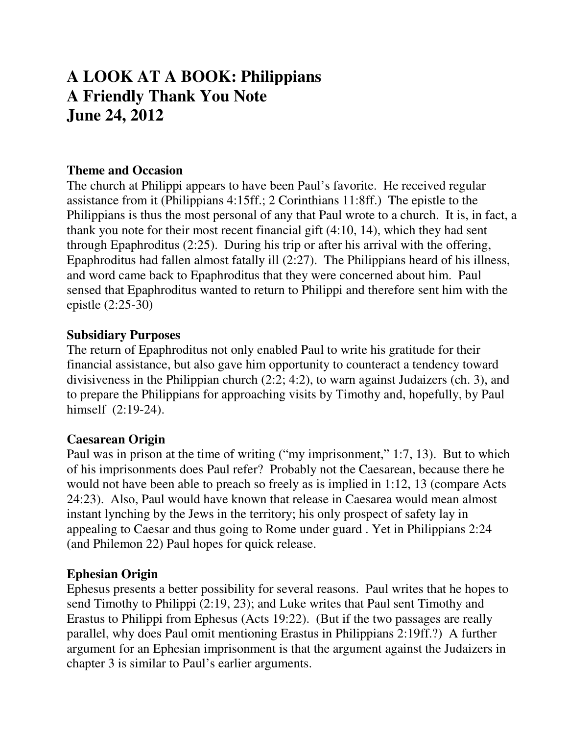# A LOOK AT A BOOK: Philippians
# A Friendly Thank You Note
# June 24, 2012

### Theme and Occasion

The church at Philippi appears to have been Paul's favorite. He received regular assistance from it (Philippians 4:15ff.; 2 Corinthians 11:8ff.) The epistle to the Philippians is thus the most personal of any that Paul wrote to a church. It is, in fact, a thank you note for their most recent financial gift (4:10, 14), which they had sent through Epaphroditus (2:25). During his trip or after his arrival with the offering, Epaphroditus had fallen almost fatally ill (2:27). The Philippians heard of his illness, and word came back to Epaphroditus that they were concerned about him. Paul sensed that Epaphroditus wanted to return to Philippi and therefore sent him with the epistle (2:25-30)

### Subsidiary Purposes

The return of Epaphroditus not only enabled Paul to write his gratitude for their financial assistance, but also gave him opportunity to counteract a tendency toward divisiveness in the Philippian church (2:2; 4:2), to warn against Judaizers (ch. 3), and to prepare the Philippians for approaching visits by Timothy and, hopefully, by Paul himself (2:19-24).

### Caesarean Origin

Paul was in prison at the time of writing ("my imprisonment," 1:7, 13). But to which of his imprisonments does Paul refer? Probably not the Caesarean, because there he would not have been able to preach so freely as is implied in 1:12, 13 (compare Acts 24:23). Also, Paul would have known that release in Caesarea would mean almost instant lynching by the Jews in the territory; his only prospect of safety lay in appealing to Caesar and thus going to Rome under guard . Yet in Philippians 2:24 (and Philemon 22) Paul hopes for quick release.

### Ephesian Origin

Ephesus presents a better possibility for several reasons. Paul writes that he hopes to send Timothy to Philippi (2:19, 23); and Luke writes that Paul sent Timothy and Erastus to Philippi from Ephesus (Acts 19:22). (But if the two passages are really parallel, why does Paul omit mentioning Erastus in Philippians 2:19ff.?) A further argument for an Ephesian imprisonment is that the argument against the Judaizers in chapter 3 is similar to Paul's earlier arguments.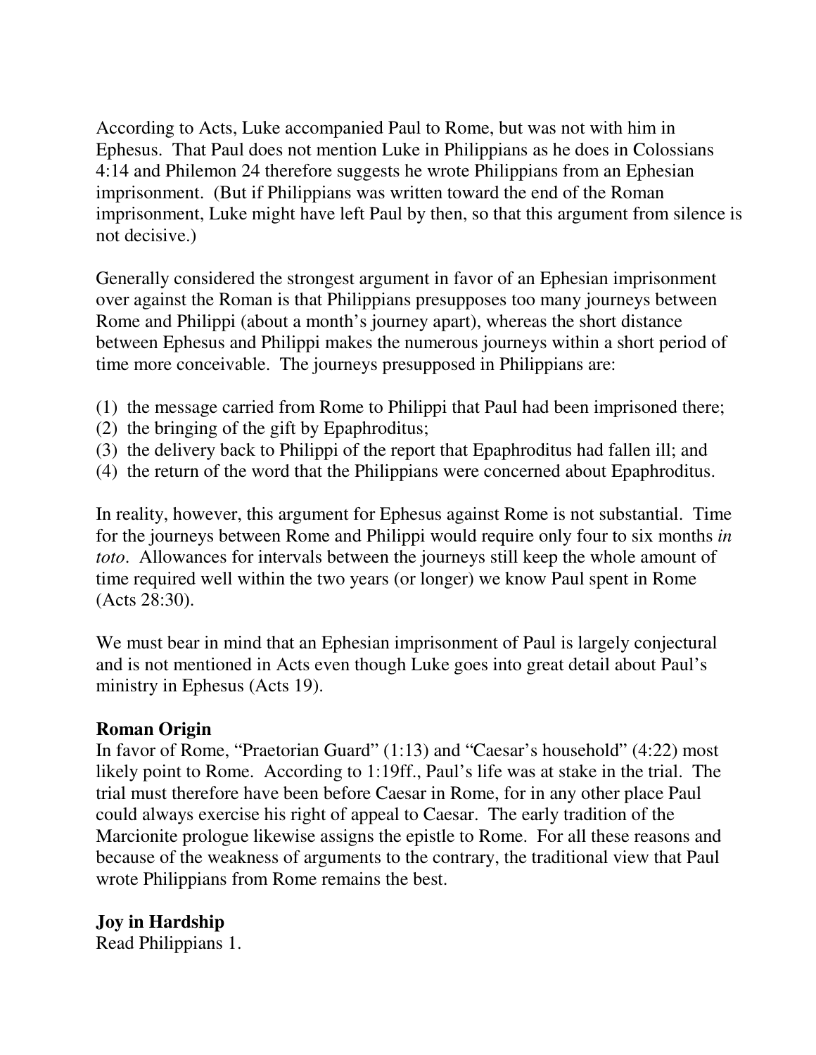According to Acts, Luke accompanied Paul to Rome, but was not with him in Ephesus. That Paul does not mention Luke in Philippians as he does in Colossians 4:14 and Philemon 24 therefore suggests he wrote Philippians from an Ephesian imprisonment. (But if Philippians was written toward the end of the Roman imprisonment, Luke might have left Paul by then, so that this argument from silence is not decisive.)

Generally considered the strongest argument in favor of an Ephesian imprisonment over against the Roman is that Philippians presupposes too many journeys between Rome and Philippi (about a month's journey apart), whereas the short distance between Ephesus and Philippi makes the numerous journeys within a short period of time more conceivable. The journeys presupposed in Philippians are:

(1) the message carried from Rome to Philippi that Paul had been imprisoned there;
(2) the bringing of the gift by Epaphroditus;
(3) the delivery back to Philippi of the report that Epaphroditus had fallen ill; and
(4) the return of the word that the Philippians were concerned about Epaphroditus.

In reality, however, this argument for Ephesus against Rome is not substantial. Time for the journeys between Rome and Philippi would require only four to six months *in toto*. Allowances for intervals between the journeys still keep the whole amount of time required well within the two years (or longer) we know Paul spent in Rome (Acts 28:30).

We must bear in mind that an Ephesian imprisonment of Paul is largely conjectural and is not mentioned in Acts even though Luke goes into great detail about Paul's ministry in Ephesus (Acts 19).

**Roman Origin**

In favor of Rome, "Praetorian Guard" (1:13) and "Caesar's household" (4:22) most likely point to Rome. According to 1:19ff., Paul's life was at stake in the trial. The trial must therefore have been before Caesar in Rome, for in any other place Paul could always exercise his right of appeal to Caesar. The early tradition of the Marcionite prologue likewise assigns the epistle to Rome. For all these reasons and because of the weakness of arguments to the contrary, the traditional view that Paul wrote Philippians from Rome remains the best.

**Joy in Hardship**

Read Philippians 1.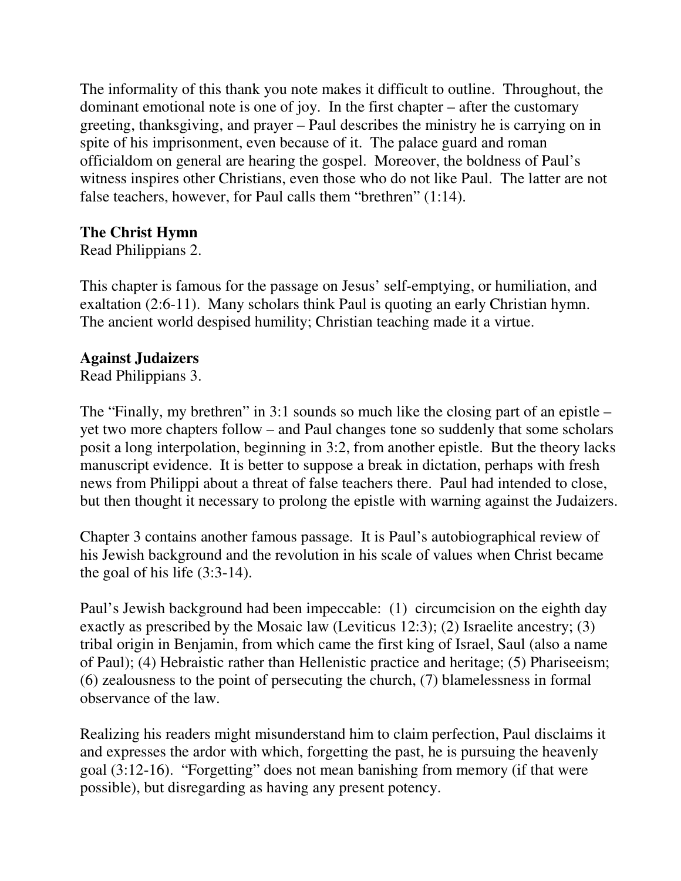The informality of this thank you note makes it difficult to outline. Throughout, the dominant emotional note is one of joy. In the first chapter – after the customary greeting, thanksgiving, and prayer – Paul describes the ministry he is carrying on in spite of his imprisonment, even because of it. The palace guard and roman officialdom on general are hearing the gospel. Moreover, the boldness of Paul's witness inspires other Christians, even those who do not like Paul. The latter are not false teachers, however, for Paul calls them "brethren" (1:14).

**The Christ Hymn**
Read Philippians 2.

This chapter is famous for the passage on Jesus' self-emptying, or humiliation, and exaltation (2:6-11). Many scholars think Paul is quoting an early Christian hymn. The ancient world despised humility; Christian teaching made it a virtue.

**Against Judaizers**
Read Philippians 3.

The "Finally, my brethren" in 3:1 sounds so much like the closing part of an epistle – yet two more chapters follow – and Paul changes tone so suddenly that some scholars posit a long interpolation, beginning in 3:2, from another epistle. But the theory lacks manuscript evidence. It is better to suppose a break in dictation, perhaps with fresh news from Philippi about a threat of false teachers there. Paul had intended to close, but then thought it necessary to prolong the epistle with warning against the Judaizers.

Chapter 3 contains another famous passage. It is Paul's autobiographical review of his Jewish background and the revolution in his scale of values when Christ became the goal of his life (3:3-14).

Paul's Jewish background had been impeccable: (1) circumcision on the eighth day exactly as prescribed by the Mosaic law (Leviticus 12:3); (2) Israelite ancestry; (3) tribal origin in Benjamin, from which came the first king of Israel, Saul (also a name of Paul); (4) Hebraistic rather than Hellenistic practice and heritage; (5) Phariseeism; (6) zealousness to the point of persecuting the church, (7) blamelessness in formal observance of the law.

Realizing his readers might misunderstand him to claim perfection, Paul disclaims it and expresses the ardor with which, forgetting the past, he is pursuing the heavenly goal (3:12-16). "Forgetting" does not mean banishing from memory (if that were possible), but disregarding as having any present potency.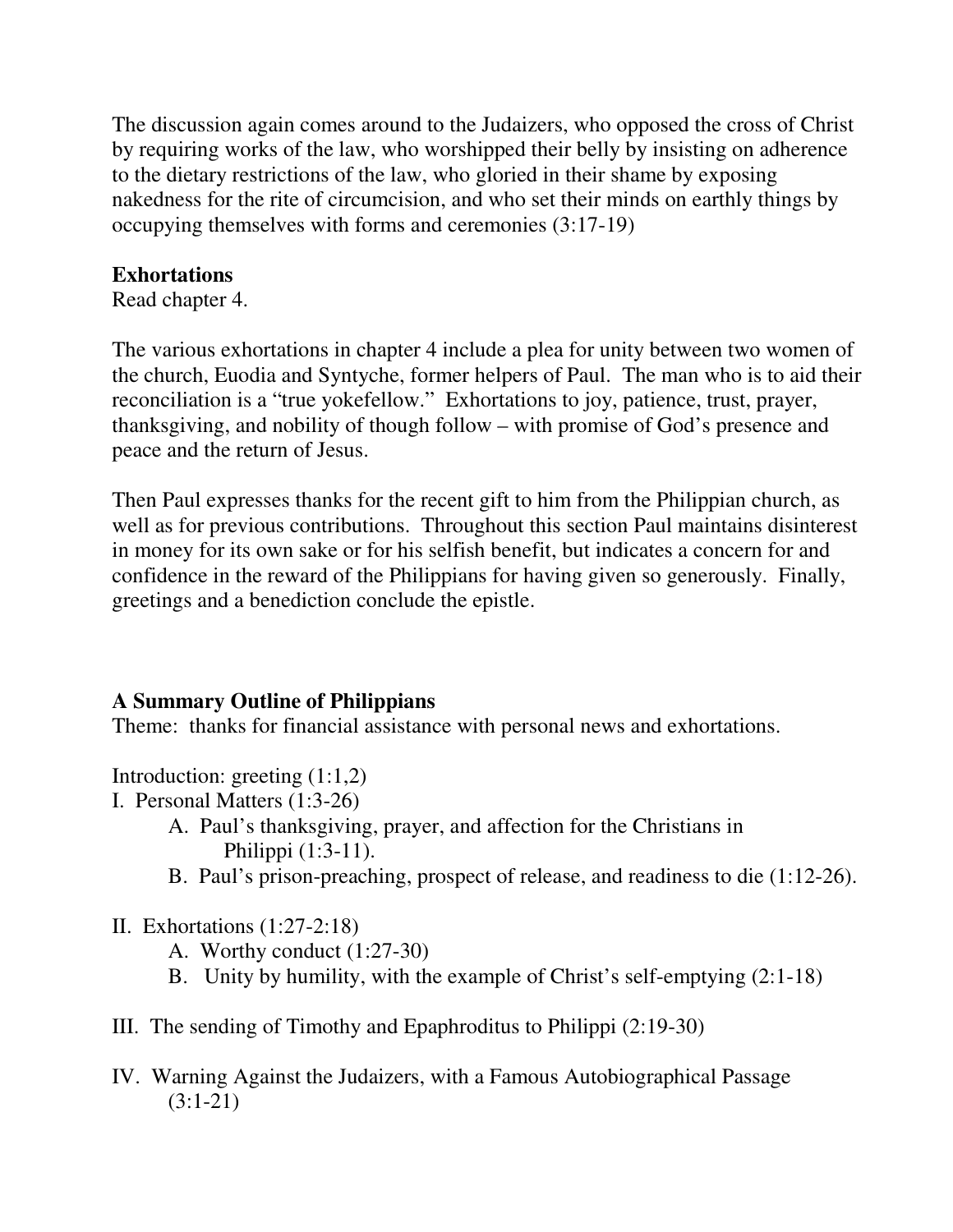The discussion again comes around to the Judaizers, who opposed the cross of Christ by requiring works of the law, who worshipped their belly by insisting on adherence to the dietary restrictions of the law, who gloried in their shame by exposing nakedness for the rite of circumcision, and who set their minds on earthly things by occupying themselves with forms and ceremonies (3:17-19)

**Exhortations**
Read chapter 4.

The various exhortations in chapter 4 include a plea for unity between two women of the church, Euodia and Syntyche, former helpers of Paul. The man who is to aid their reconciliation is a "true yokefellow." Exhortations to joy, patience, trust, prayer, thanksgiving, and nobility of though follow – with promise of God's presence and peace and the return of Jesus.

Then Paul expresses thanks for the recent gift to him from the Philippian church, as well as for previous contributions. Throughout this section Paul maintains disinterest in money for its own sake or for his selfish benefit, but indicates a concern for and confidence in the reward of the Philippians for having given so generously. Finally, greetings and a benediction conclude the epistle.

**A Summary Outline of Philippians**
Theme: thanks for financial assistance with personal news and exhortations.

Introduction: greeting (1:1,2)

I. Personal Matters (1:3-26)
- A. Paul's thanksgiving, prayer, and affection for the Christians in Philippi (1:3-11).
- B. Paul's prison-preaching, prospect of release, and readiness to die (1:12-26).

II. Exhortations (1:27-2:18)
- A. Worthy conduct (1:27-30)
- B. Unity by humility, with the example of Christ's self-emptying (2:1-18)

III. The sending of Timothy and Epaphroditus to Philippi (2:19-30)

IV. Warning Against the Judaizers, with a Famous Autobiographical Passage (3:1-21)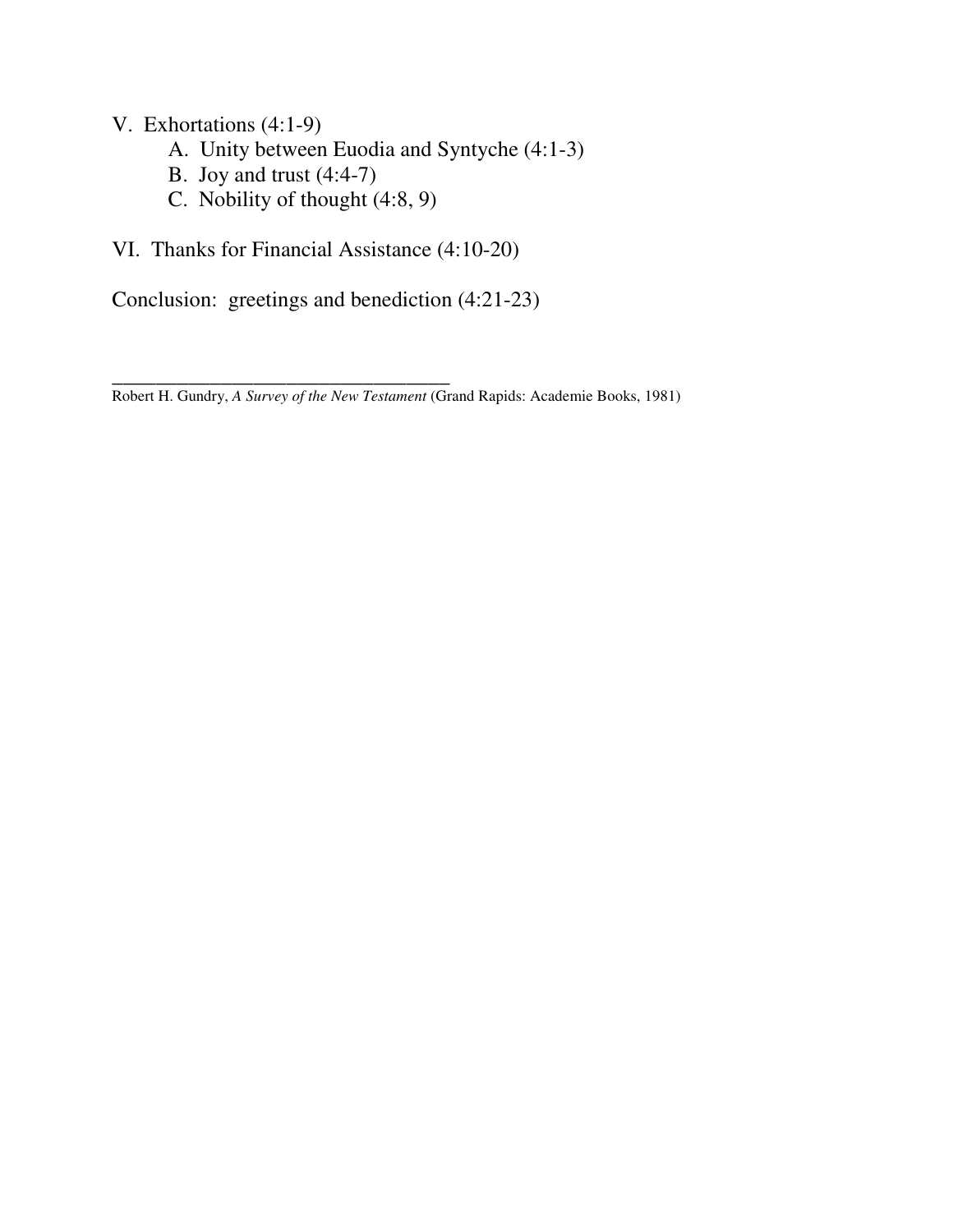V. Exhortations (4:1-9)

- A. Unity between Euodia and Syntyche (4:1-3)
- B. Joy and trust (4:4-7)
- C. Nobility of thought (4:8, 9)

VI. Thanks for Financial Assistance (4:10-20)

Conclusion: greetings and benediction (4:21-23)

---

Robert H. Gundry, *A Survey of the New Testament* (Grand Rapids: Academie Books, 1981)